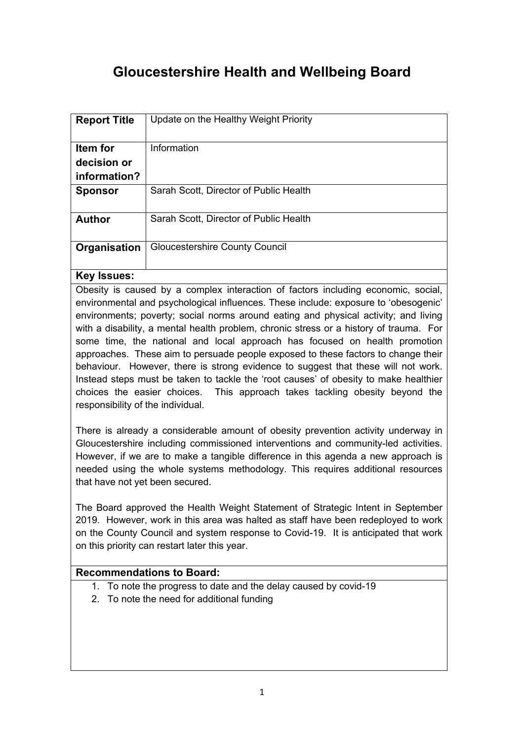# Gloucestershire Health and Wellbeing Board

| **Report Title** | Update on the Healthy Weight Priority |
| --- | --- |
| **Item for decision or information?** | Information |
| **Sponsor** | Sarah Scott, Director of Public Health |
| **Author** | Sarah Scott, Director of Public Health |
| **Organisation** | Gloucestershire County Council |

**Key Issues:**

Obesity is caused by a complex interaction of factors including economic, social, environmental and psychological influences. These include: exposure to 'obesogenic' environments; poverty; social norms around eating and physical activity; and living with a disability, a mental health problem, chronic stress or a history of trauma. For some time, the national and local approach has focused on health promotion approaches. These aim to persuade people exposed to these factors to change their behaviour. However, there is strong evidence to suggest that these will not work. Instead steps must be taken to tackle the 'root causes' of obesity to make healthier choices the easier choices. This approach takes tackling obesity beyond the responsibility of the individual.

There is already a considerable amount of obesity prevention activity underway in Gloucestershire including commissioned interventions and community-led activities. However, if we are to make a tangible difference in this agenda a new approach is needed using the whole systems methodology. This requires additional resources that have not yet been secured.

The Board approved the Health Weight Statement of Strategic Intent in September 2019. However, work in this area was halted as staff have been redeployed to work on the County Council and system response to Covid-19. It is anticipated that work on this priority can restart later this year.

**Recommendations to Board:**

1. To note the progress to date and the delay caused by covid-19
2. To note the need for additional funding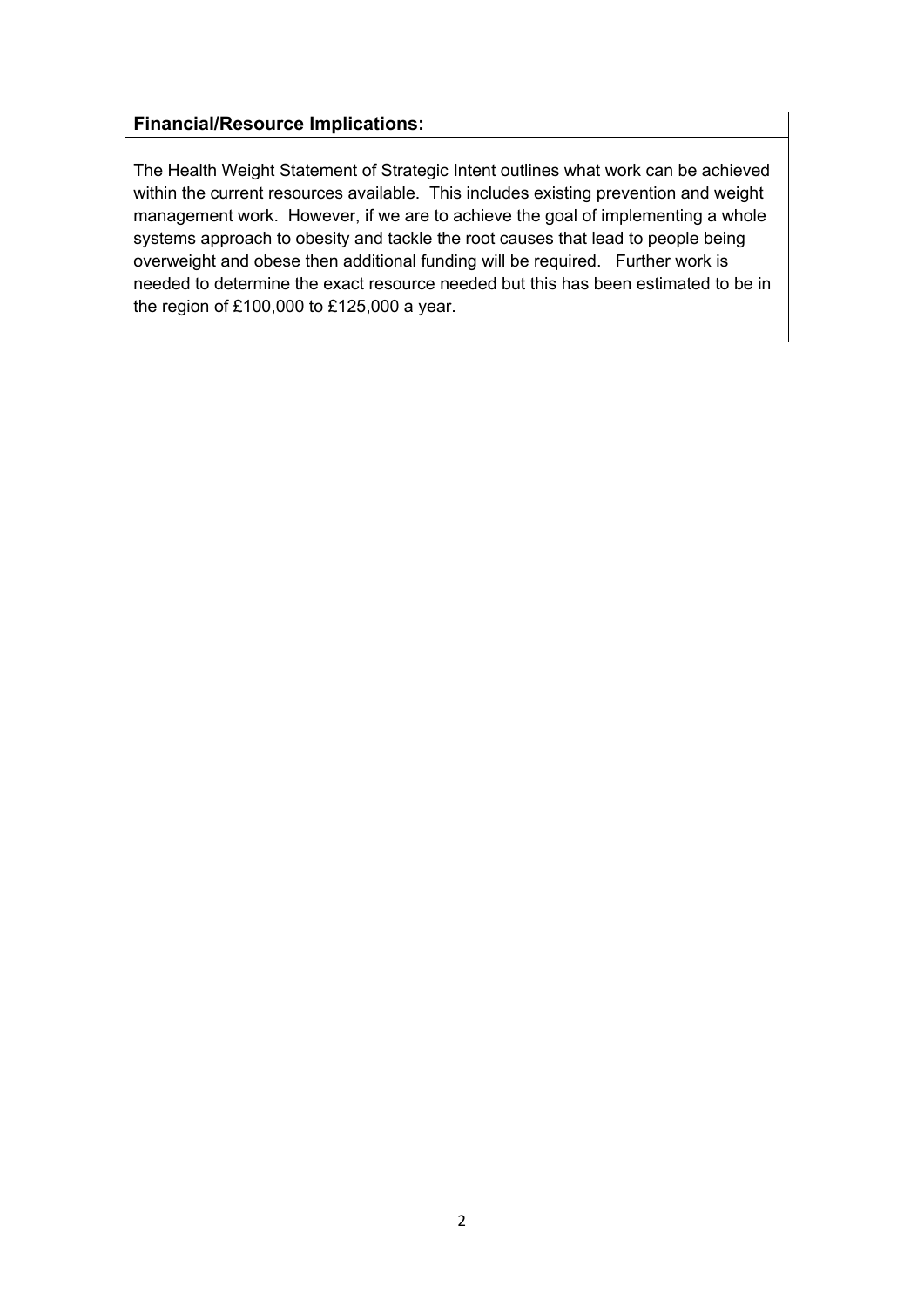**Financial/Resource Implications:**

The Health Weight Statement of Strategic Intent outlines what work can be achieved within the current resources available. This includes existing prevention and weight management work. However, if we are to achieve the goal of implementing a whole systems approach to obesity and tackle the root causes that lead to people being overweight and obese then additional funding will be required. Further work is needed to determine the exact resource needed but this has been estimated to be in the region of £100,000 to £125,000 a year.